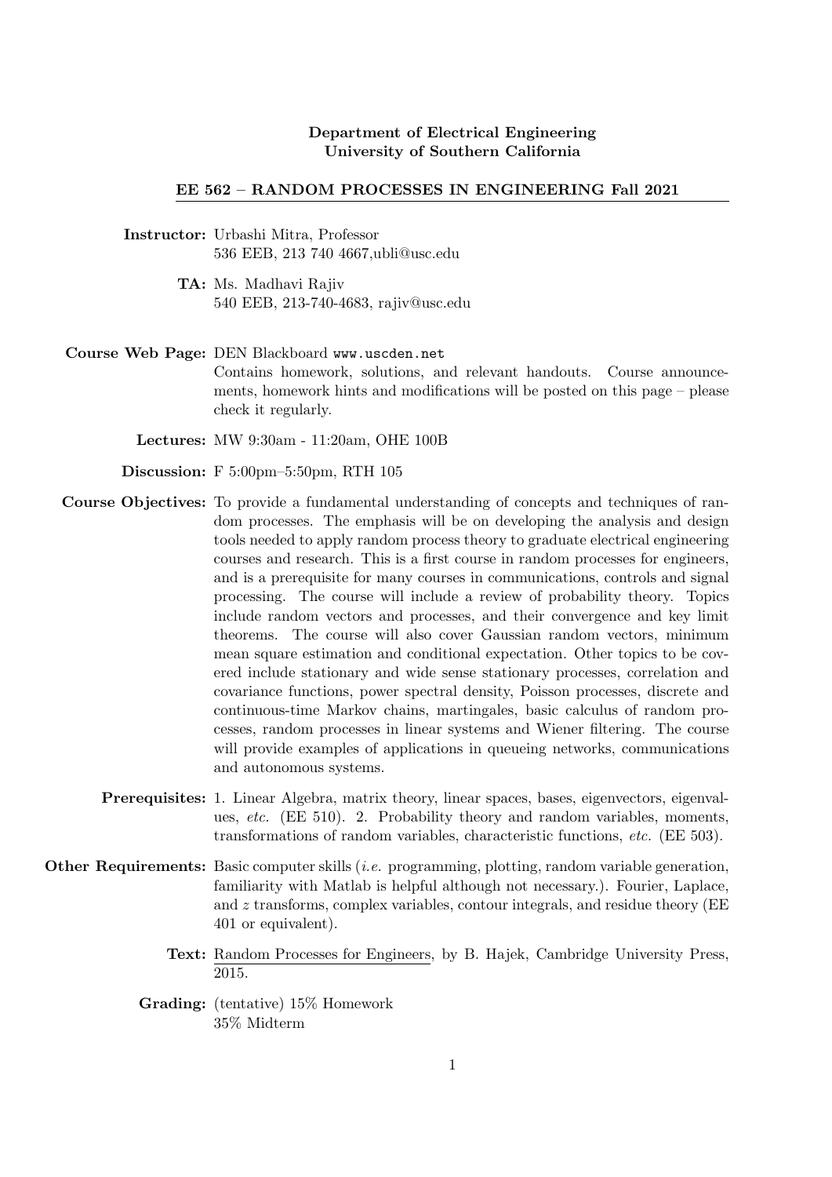**Department of Electrical Engineering**
**University of Southern California**

## EE 562 – RANDOM PROCESSES IN ENGINEERING Fall 2021

**Instructor:** Urbashi Mitra, Professor
536 EEB, 213 740 4667,ubli@usc.edu

**TA:** Ms. Madhavi Rajiv
540 EEB, 213-740-4683, rajiv@usc.edu

**Course Web Page:** DEN Blackboard `www.uscden.net`
Contains homework, solutions, and relevant handouts. Course announcements, homework hints and modifications will be posted on this page – please check it regularly.

**Lectures:** MW 9:30am - 11:20am, OHE 100B

**Discussion:** F 5:00pm–5:50pm, RTH 105

**Course Objectives:** To provide a fundamental understanding of concepts and techniques of random processes. The emphasis will be on developing the analysis and design tools needed to apply random process theory to graduate electrical engineering courses and research. This is a first course in random processes for engineers, and is a prerequisite for many courses in communications, controls and signal processing. The course will include a review of probability theory. Topics include random vectors and processes, and their convergence and key limit theorems. The course will also cover Gaussian random vectors, minimum mean square estimation and conditional expectation. Other topics to be covered include stationary and wide sense stationary processes, correlation and covariance functions, power spectral density, Poisson processes, discrete and continuous-time Markov chains, martingales, basic calculus of random processes, random processes in linear systems and Wiener filtering. The course will provide examples of applications in queueing networks, communications and autonomous systems.

**Prerequisites:** 1. Linear Algebra, matrix theory, linear spaces, bases, eigenvectors, eigenvalues, *etc.* (EE 510). 2. Probability theory and random variables, moments, transformations of random variables, characteristic functions, *etc.* (EE 503).

**Other Requirements:** Basic computer skills (*i.e.* programming, plotting, random variable generation, familiarity with Matlab is helpful although not necessary.). Fourier, Laplace, and $z$ transforms, complex variables, contour integrals, and residue theory (EE 401 or equivalent).

**Text:** Random Processes for Engineers, by B. Hajek, Cambridge University Press, 2015.

**Grading:** (tentative) 15% Homework
35% Midterm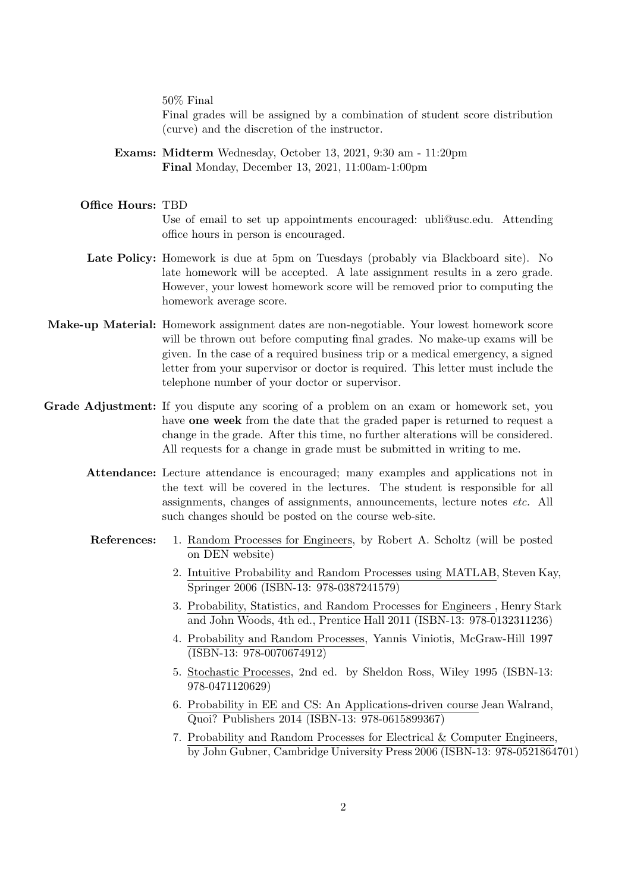50% Final

Final grades will be assigned by a combination of student score distribution (curve) and the discretion of the instructor.

**Exams:** **Midterm** Wednesday, October 13, 2021, 9:30 am - 11:20pm
**Final** Monday, December 13, 2021, 11:00am-1:00pm

**Office Hours:** TBD

Use of email to set up appointments encouraged: ubli@usc.edu. Attending office hours in person is encouraged.

**Late Policy:** Homework is due at 5pm on Tuesdays (probably via Blackboard site). No late homework will be accepted. A late assignment results in a zero grade. However, your lowest homework score will be removed prior to computing the homework average score.

**Make-up Material:** Homework assignment dates are non-negotiable. Your lowest homework score will be thrown out before computing final grades. No make-up exams will be given. In the case of a required business trip or a medical emergency, a signed letter from your supervisor or doctor is required. This letter must include the telephone number of your doctor or supervisor.

**Grade Adjustment:** If you dispute any scoring of a problem on an exam or homework set, you have **one week** from the date that the graded paper is returned to request a change in the grade. After this time, no further alterations will be considered. All requests for a change in grade must be submitted in writing to me.

**Attendance:** Lecture attendance is encouraged; many examples and applications not in the text will be covered in the lectures. The student is responsible for all assignments, changes of assignments, announcements, lecture notes *etc.* All such changes should be posted on the course web-site.

**References:**

1. Random Processes for Engineers, by Robert A. Scholtz (will be posted on DEN website)
2. Intuitive Probability and Random Processes using MATLAB, Steven Kay, Springer 2006 (ISBN-13: 978-0387241579)
3. Probability, Statistics, and Random Processes for Engineers , Henry Stark and John Woods, 4th ed., Prentice Hall 2011 (ISBN-13: 978-0132311236)
4. Probability and Random Processes, Yannis Viniotis, McGraw-Hill 1997 (ISBN-13: 978-0070674912)
5. Stochastic Processes, 2nd ed. by Sheldon Ross, Wiley 1995 (ISBN-13: 978-0471120629)
6. Probability in EE and CS: An Applications-driven course Jean Walrand, Quoi? Publishers 2014 (ISBN-13: 978-0615899367)
7. Probability and Random Processes for Electrical & Computer Engineers, by John Gubner, Cambridge University Press 2006 (ISBN-13: 978-0521864701)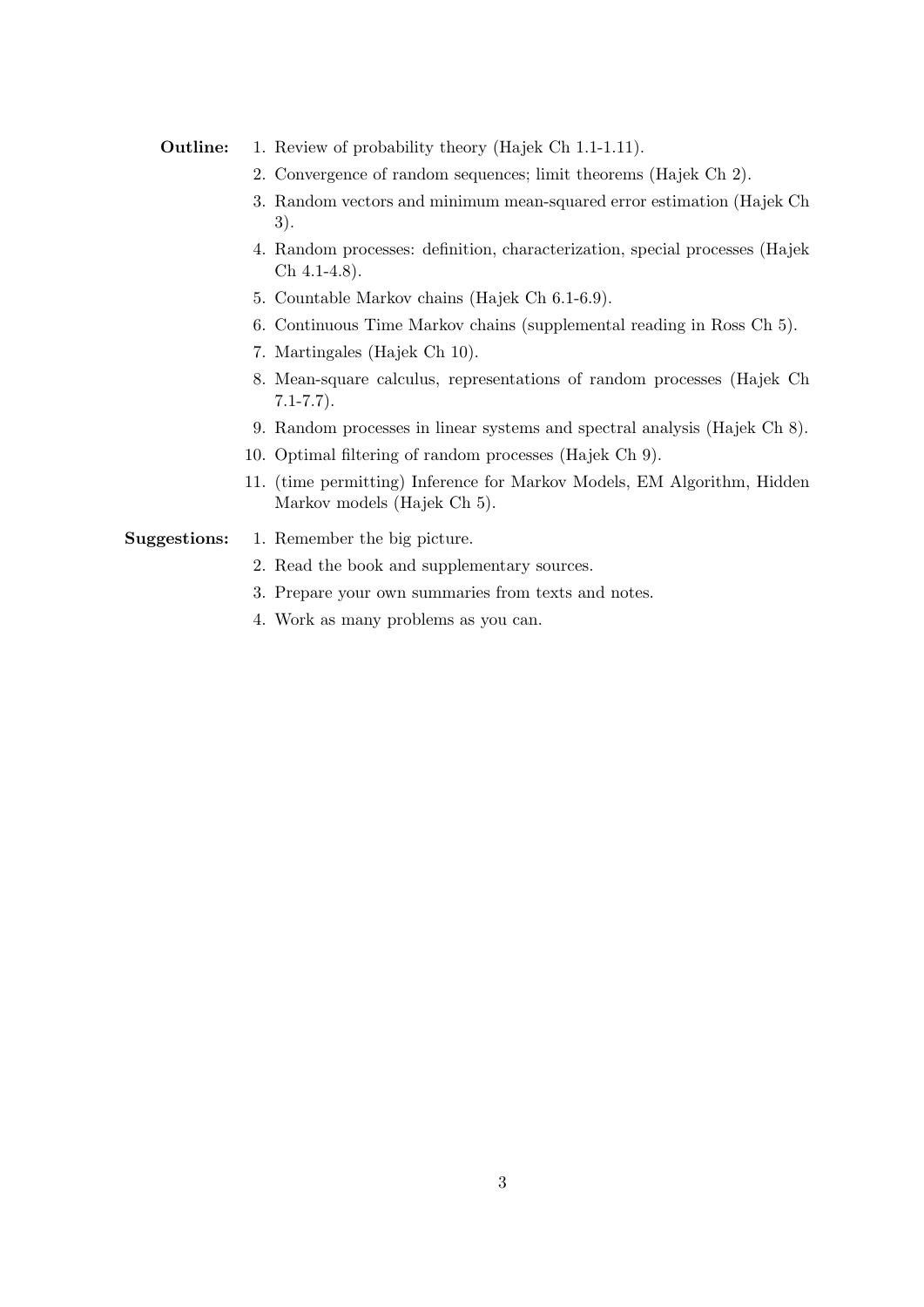**Outline:**

1. Review of probability theory (Hajek Ch 1.1-1.11).
2. Convergence of random sequences; limit theorems (Hajek Ch 2).
3. Random vectors and minimum mean-squared error estimation (Hajek Ch 3).
4. Random processes: definition, characterization, special processes (Hajek Ch 4.1-4.8).
5. Countable Markov chains (Hajek Ch 6.1-6.9).
6. Continuous Time Markov chains (supplemental reading in Ross Ch 5).
7. Martingales (Hajek Ch 10).
8. Mean-square calculus, representations of random processes (Hajek Ch 7.1-7.7).
9. Random processes in linear systems and spectral analysis (Hajek Ch 8).
10. Optimal filtering of random processes (Hajek Ch 9).
11. (time permitting) Inference for Markov Models, EM Algorithm, Hidden Markov models (Hajek Ch 5).

**Suggestions:**

1. Remember the big picture.
2. Read the book and supplementary sources.
3. Prepare your own summaries from texts and notes.
4. Work as many problems as you can.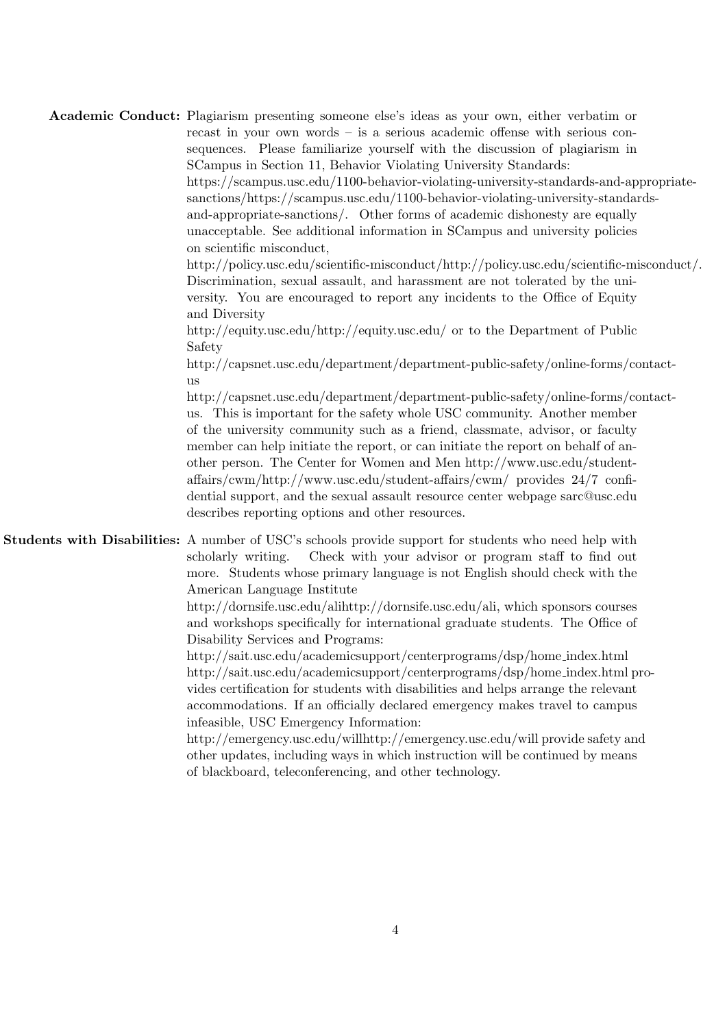**Academic Conduct:** Plagiarism presenting someone else's ideas as your own, either verbatim or recast in your own words – is a serious academic offense with serious consequences. Please familiarize yourself with the discussion of plagiarism in SCampus in Section 11, Behavior Violating University Standards: https://scampus.usc.edu/1100-behavior-violating-university-standards-and-appropriate-sanctions/https://scampus.usc.edu/1100-behavior-violating-university-standards-and-appropriate-sanctions/. Other forms of academic dishonesty are equally unacceptable. See additional information in SCampus and university policies on scientific misconduct, http://policy.usc.edu/scientific-misconduct/http://policy.usc.edu/scientific-misconduct/. Discrimination, sexual assault, and harassment are not tolerated by the university. You are encouraged to report any incidents to the Office of Equity and Diversity http://equity.usc.edu/http://equity.usc.edu/ or to the Department of Public Safety http://capsnet.usc.edu/department/department-public-safety/online-forms/contact-us http://capsnet.usc.edu/department/department-public-safety/online-forms/contact-us. This is important for the safety whole USC community. Another member of the university community such as a friend, classmate, advisor, or faculty member can help initiate the report, or can initiate the report on behalf of another person. The Center for Women and Men http://www.usc.edu/student-affairs/cwm/http://www.usc.edu/student-affairs/cwm/ provides 24/7 confidential support, and the sexual assault resource center webpage sarc@usc.edu describes reporting options and other resources.

**Students with Disabilities:** A number of USC's schools provide support for students who need help with scholarly writing. Check with your advisor or program staff to find out more. Students whose primary language is not English should check with the American Language Institute http://dornsife.usc.edu/alihttp://dornsife.usc.edu/ali, which sponsors courses and workshops specifically for international graduate students. The Office of Disability Services and Programs: http://sait.usc.edu/academicsupport/centerprograms/dsp/home_index.html http://sait.usc.edu/academicsupport/centerprograms/dsp/home_index.html provides certification for students with disabilities and helps arrange the relevant accommodations. If an officially declared emergency makes travel to campus infeasible, USC Emergency Information: http://emergency.usc.edu/willhttp://emergency.usc.edu/will provide safety and other updates, including ways in which instruction will be continued by means of blackboard, teleconferencing, and other technology.